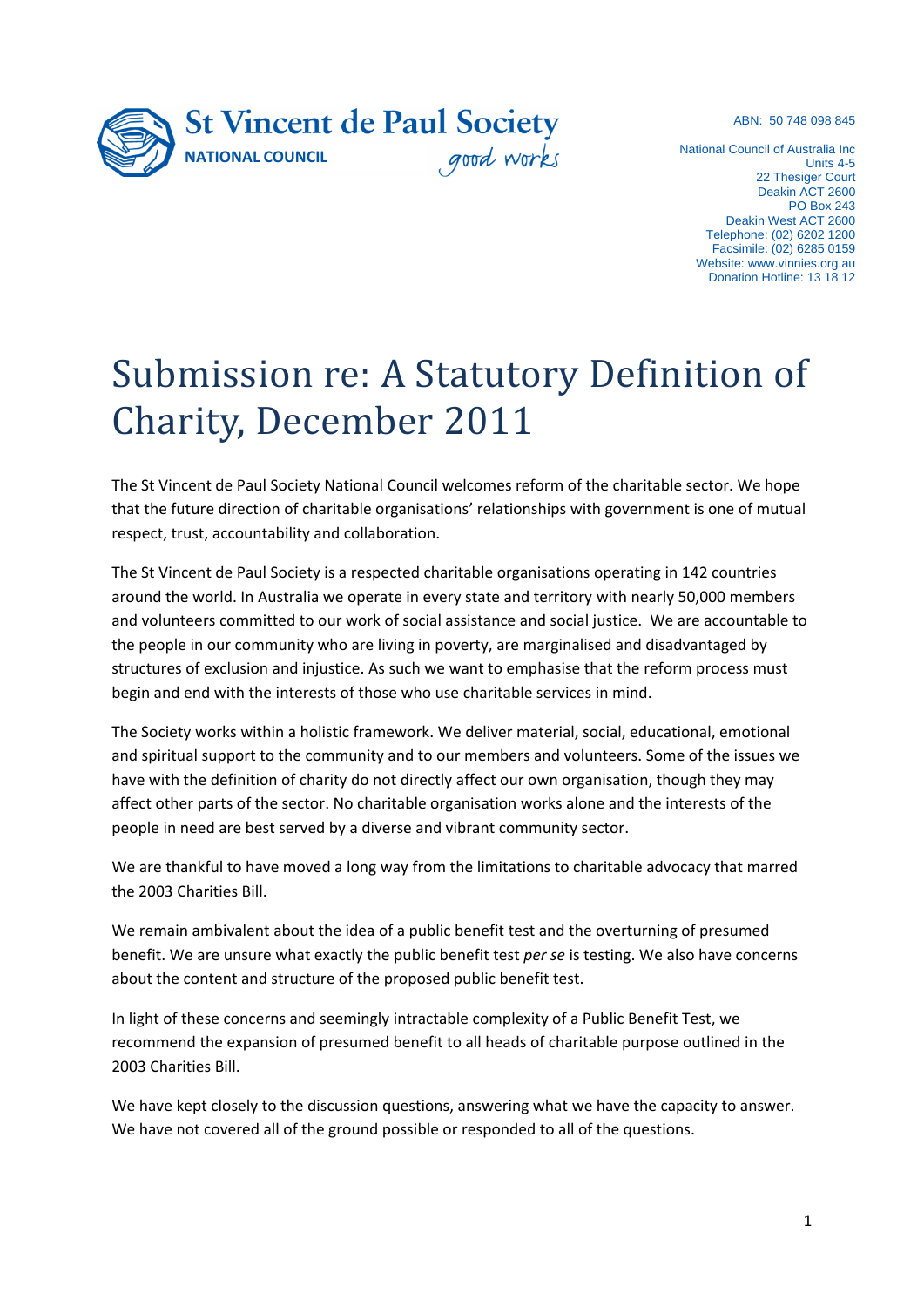St Vincent de Paul Society
NATIONAL COUNCIL
good works

ABN: 50 748 098 845

National Council of Australia Inc
Units 4-5
22 Thesiger Court
Deakin ACT 2600
PO Box 243
Deakin West ACT 2600
Telephone: (02) 6202 1200
Facsimile: (02) 6285 0159
Website: www.vinnies.org.au
Donation Hotline: 13 18 12

# Submission re: A Statutory Definition of Charity, December 2011

The St Vincent de Paul Society National Council welcomes reform of the charitable sector. We hope that the future direction of charitable organisations' relationships with government is one of mutual respect, trust, accountability and collaboration.

The St Vincent de Paul Society is a respected charitable organisations operating in 142 countries around the world. In Australia we operate in every state and territory with nearly 50,000 members and volunteers committed to our work of social assistance and social justice. We are accountable to the people in our community who are living in poverty, are marginalised and disadvantaged by structures of exclusion and injustice. As such we want to emphasise that the reform process must begin and end with the interests of those who use charitable services in mind.

The Society works within a holistic framework. We deliver material, social, educational, emotional and spiritual support to the community and to our members and volunteers. Some of the issues we have with the definition of charity do not directly affect our own organisation, though they may affect other parts of the sector. No charitable organisation works alone and the interests of the people in need are best served by a diverse and vibrant community sector.

We are thankful to have moved a long way from the limitations to charitable advocacy that marred the 2003 Charities Bill.

We remain ambivalent about the idea of a public benefit test and the overturning of presumed benefit. We are unsure what exactly the public benefit test *per se* is testing. We also have concerns about the content and structure of the proposed public benefit test.

In light of these concerns and seemingly intractable complexity of a Public Benefit Test, we recommend the expansion of presumed benefit to all heads of charitable purpose outlined in the 2003 Charities Bill.

We have kept closely to the discussion questions, answering what we have the capacity to answer. We have not covered all of the ground possible or responded to all of the questions.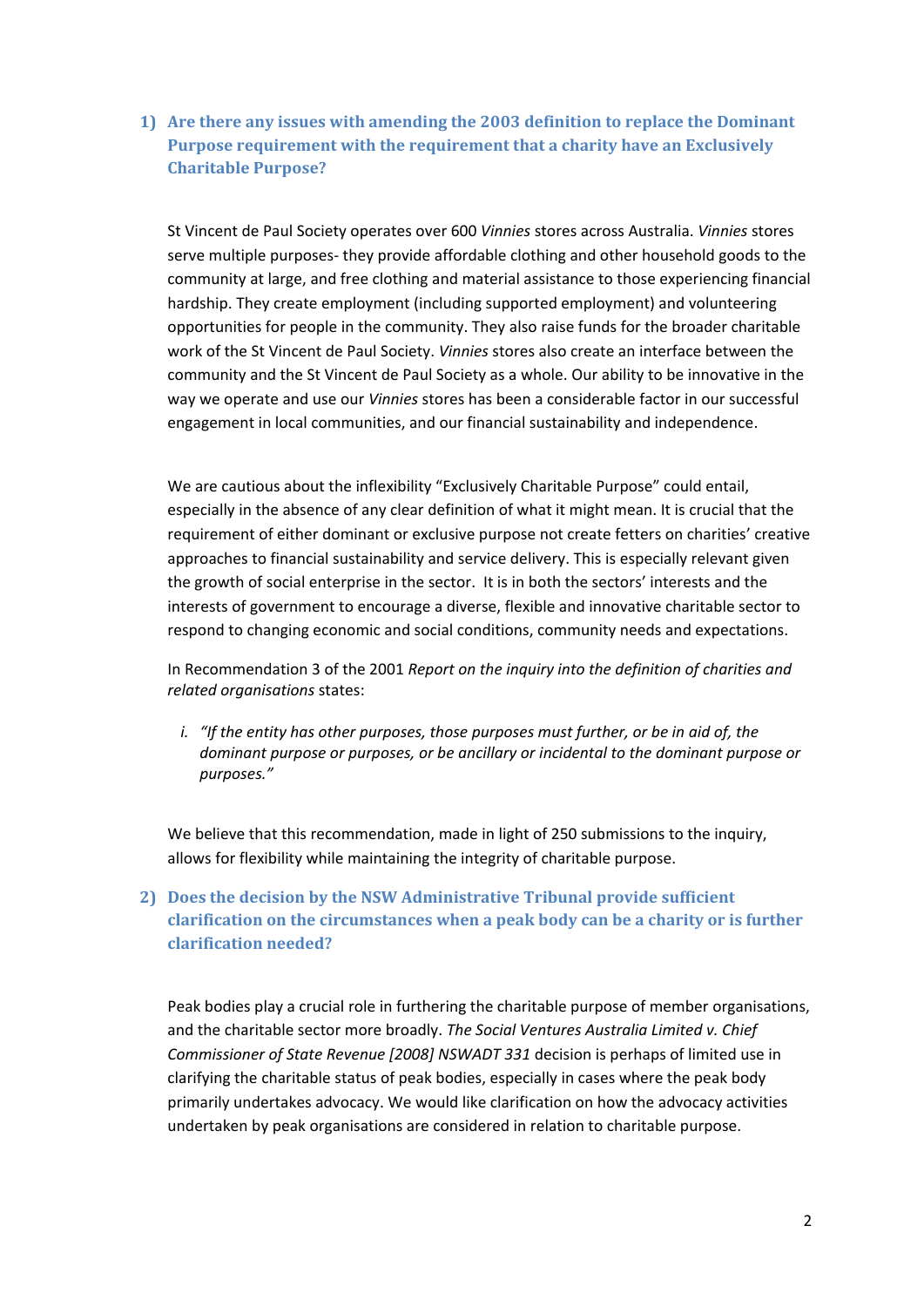### 1) Are there any issues with amending the 2003 definition to replace the Dominant Purpose requirement with the requirement that a charity have an Exclusively Charitable Purpose?

St Vincent de Paul Society operates over 600 *Vinnies* stores across Australia. *Vinnies* stores serve multiple purposes- they provide affordable clothing and other household goods to the community at large, and free clothing and material assistance to those experiencing financial hardship. They create employment (including supported employment) and volunteering opportunities for people in the community. They also raise funds for the broader charitable work of the St Vincent de Paul Society. *Vinnies* stores also create an interface between the community and the St Vincent de Paul Society as a whole. Our ability to be innovative in the way we operate and use our *Vinnies* stores has been a considerable factor in our successful engagement in local communities, and our financial sustainability and independence.

We are cautious about the inflexibility "Exclusively Charitable Purpose" could entail, especially in the absence of any clear definition of what it might mean. It is crucial that the requirement of either dominant or exclusive purpose not create fetters on charities' creative approaches to financial sustainability and service delivery. This is especially relevant given the growth of social enterprise in the sector. It is in both the sectors' interests and the interests of government to encourage a diverse, flexible and innovative charitable sector to respond to changing economic and social conditions, community needs and expectations.

In Recommendation 3 of the 2001 *Report on the inquiry into the definition of charities and related organisations* states:

i. *"If the entity has other purposes, those purposes must further, or be in aid of, the dominant purpose or purposes, or be ancillary or incidental to the dominant purpose or purposes."*

We believe that this recommendation, made in light of 250 submissions to the inquiry, allows for flexibility while maintaining the integrity of charitable purpose.

### 2) Does the decision by the NSW Administrative Tribunal provide sufficient clarification on the circumstances when a peak body can be a charity or is further clarification needed?

Peak bodies play a crucial role in furthering the charitable purpose of member organisations, and the charitable sector more broadly. *The Social Ventures Australia Limited v. Chief Commissioner of State Revenue [2008] NSWADT 331* decision is perhaps of limited use in clarifying the charitable status of peak bodies, especially in cases where the peak body primarily undertakes advocacy. We would like clarification on how the advocacy activities undertaken by peak organisations are considered in relation to charitable purpose.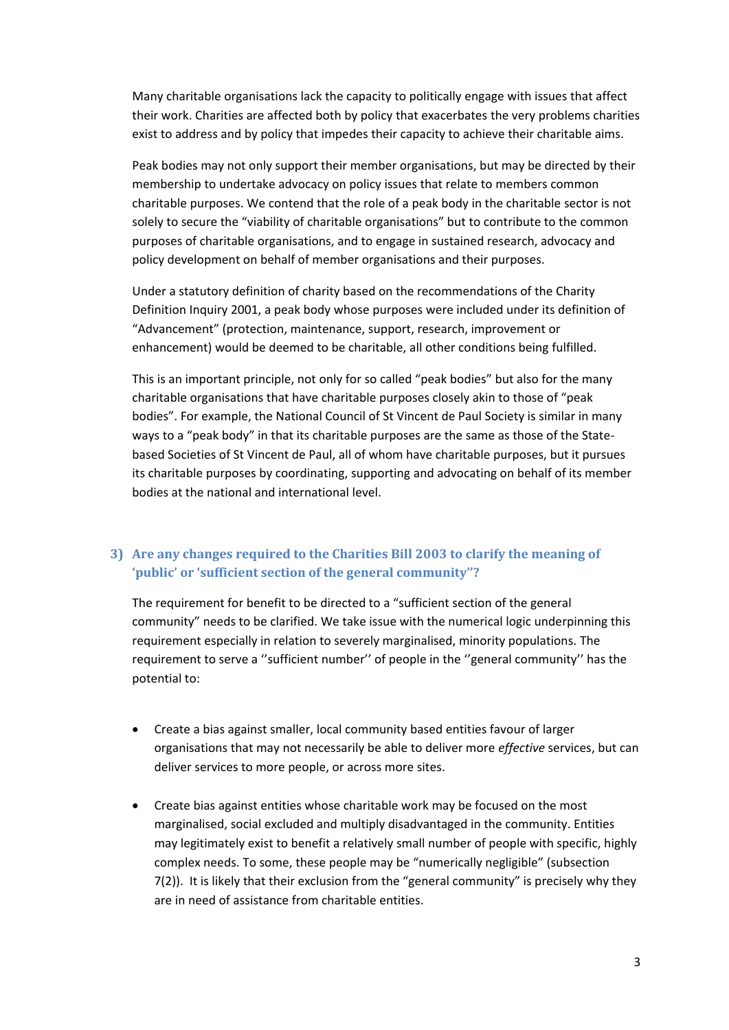Many charitable organisations lack the capacity to politically engage with issues that affect their work. Charities are affected both by policy that exacerbates the very problems charities exist to address and by policy that impedes their capacity to achieve their charitable aims.

Peak bodies may not only support their member organisations, but may be directed by their membership to undertake advocacy on policy issues that relate to members common charitable purposes. We contend that the role of a peak body in the charitable sector is not solely to secure the "viability of charitable organisations" but to contribute to the common purposes of charitable organisations, and to engage in sustained research, advocacy and policy development on behalf of member organisations and their purposes.

Under a statutory definition of charity based on the recommendations of the Charity Definition Inquiry 2001, a peak body whose purposes were included under its definition of "Advancement" (protection, maintenance, support, research, improvement or enhancement) would be deemed to be charitable, all other conditions being fulfilled.

This is an important principle, not only for so called "peak bodies" but also for the many charitable organisations that have charitable purposes closely akin to those of "peak bodies". For example, the National Council of St Vincent de Paul Society is similar in many ways to a "peak body" in that its charitable purposes are the same as those of the State-based Societies of St Vincent de Paul, all of whom have charitable purposes, but it pursues its charitable purposes by coordinating, supporting and advocating on behalf of its member bodies at the national and international level.

## 3) Are any changes required to the Charities Bill 2003 to clarify the meaning of 'public' or 'sufficient section of the general community''?

The requirement for benefit to be directed to a "sufficient section of the general community" needs to be clarified. We take issue with the numerical logic underpinning this requirement especially in relation to severely marginalised, minority populations. The requirement to serve a ''sufficient number'' of people in the ''general community'' has the potential to:

- Create a bias against smaller, local community based entities favour of larger organisations that may not necessarily be able to deliver more *effective* services, but can deliver services to more people, or across more sites.

- Create bias against entities whose charitable work may be focused on the most marginalised, social excluded and multiply disadvantaged in the community. Entities may legitimately exist to benefit a relatively small number of people with specific, highly complex needs. To some, these people may be "numerically negligible" (subsection 7(2)). It is likely that their exclusion from the "general community" is precisely why they are in need of assistance from charitable entities.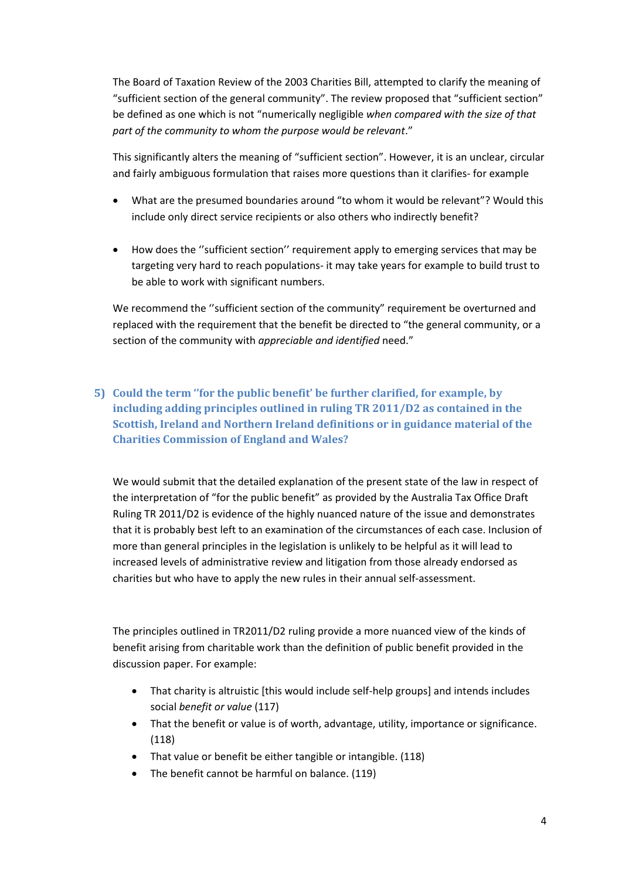The Board of Taxation Review of the 2003 Charities Bill, attempted to clarify the meaning of "sufficient section of the general community". The review proposed that "sufficient section" be defined as one which is not "numerically negligible *when compared with the size of that part of the community to whom the purpose would be relevant*."

This significantly alters the meaning of "sufficient section". However, it is an unclear, circular and fairly ambiguous formulation that raises more questions than it clarifies- for example

- What are the presumed boundaries around "to whom it would be relevant"? Would this include only direct service recipients or also others who indirectly benefit?
- How does the ''sufficient section'' requirement apply to emerging services that may be targeting very hard to reach populations- it may take years for example to build trust to be able to work with significant numbers.

We recommend the ''sufficient section of the community" requirement be overturned and replaced with the requirement that the benefit be directed to "the general community, or a section of the community with *appreciable and identified* need."

## 5) Could the term ''for the public benefit' be further clarified, for example, by including adding principles outlined in ruling TR 2011/D2 as contained in the Scottish, Ireland and Northern Ireland definitions or in guidance material of the Charities Commission of England and Wales?

We would submit that the detailed explanation of the present state of the law in respect of the interpretation of "for the public benefit" as provided by the Australia Tax Office Draft Ruling TR 2011/D2 is evidence of the highly nuanced nature of the issue and demonstrates that it is probably best left to an examination of the circumstances of each case. Inclusion of more than general principles in the legislation is unlikely to be helpful as it will lead to increased levels of administrative review and litigation from those already endorsed as charities but who have to apply the new rules in their annual self-assessment.

The principles outlined in TR2011/D2 ruling provide a more nuanced view of the kinds of benefit arising from charitable work than the definition of public benefit provided in the discussion paper. For example:

- That charity is altruistic [this would include self-help groups] and intends includes social *benefit or value* (117)
- That the benefit or value is of worth, advantage, utility, importance or significance. (118)
- That value or benefit be either tangible or intangible. (118)
- The benefit cannot be harmful on balance. (119)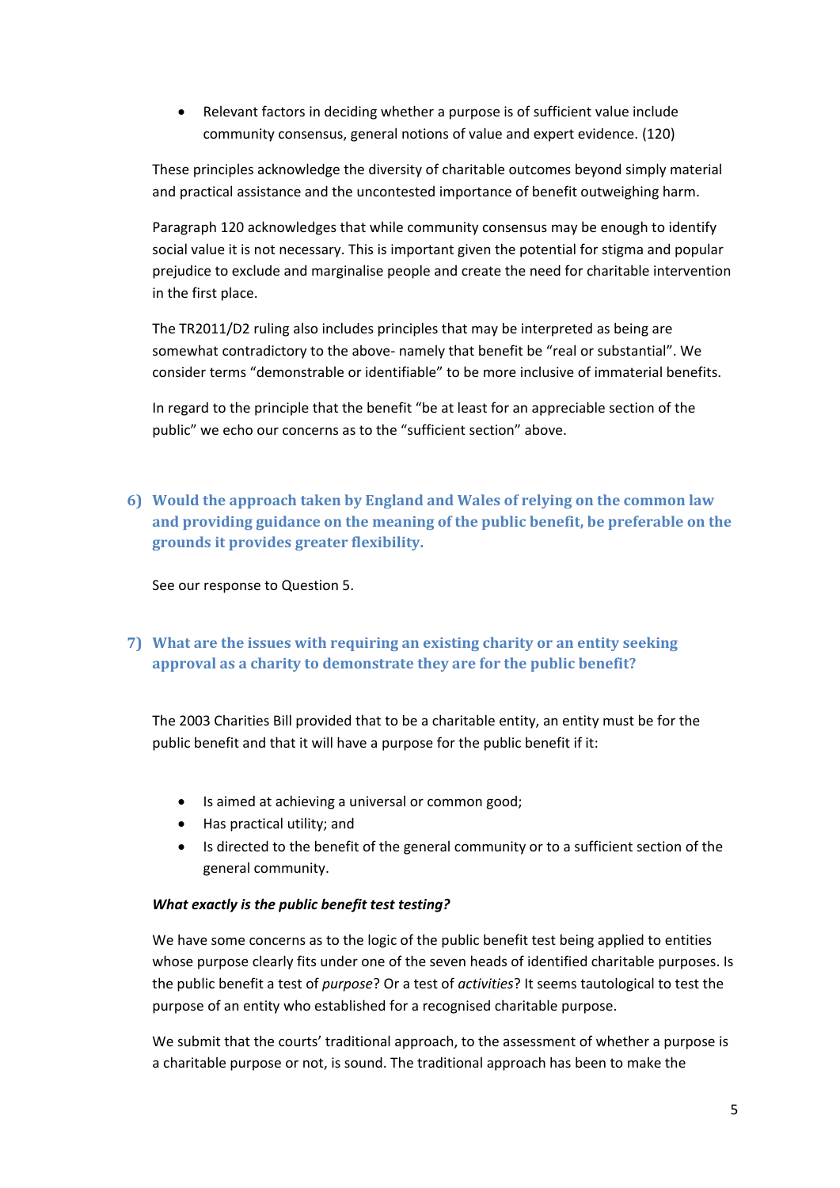- Relevant factors in deciding whether a purpose is of sufficient value include community consensus, general notions of value and expert evidence. (120)

These principles acknowledge the diversity of charitable outcomes beyond simply material and practical assistance and the uncontested importance of benefit outweighing harm.

Paragraph 120 acknowledges that while community consensus may be enough to identify social value it is not necessary. This is important given the potential for stigma and popular prejudice to exclude and marginalise people and create the need for charitable intervention in the first place.

The TR2011/D2 ruling also includes principles that may be interpreted as being are somewhat contradictory to the above- namely that benefit be "real or substantial". We consider terms "demonstrable or identifiable" to be more inclusive of immaterial benefits.

In regard to the principle that the benefit "be at least for an appreciable section of the public" we echo our concerns as to the "sufficient section" above.

## 6) Would the approach taken by England and Wales of relying on the common law and providing guidance on the meaning of the public benefit, be preferable on the grounds it provides greater flexibility.

See our response to Question 5.

## 7) What are the issues with requiring an existing charity or an entity seeking approval as a charity to demonstrate they are for the public benefit?

The 2003 Charities Bill provided that to be a charitable entity, an entity must be for the public benefit and that it will have a purpose for the public benefit if it:

- Is aimed at achieving a universal or common good;
- Has practical utility; and
- Is directed to the benefit of the general community or to a sufficient section of the general community.

***What exactly is the public benefit test testing?***

We have some concerns as to the logic of the public benefit test being applied to entities whose purpose clearly fits under one of the seven heads of identified charitable purposes. Is the public benefit a test of *purpose*? Or a test of *activities*? It seems tautological to test the purpose of an entity who established for a recognised charitable purpose.

We submit that the courts' traditional approach, to the assessment of whether a purpose is a charitable purpose or not, is sound. The traditional approach has been to make the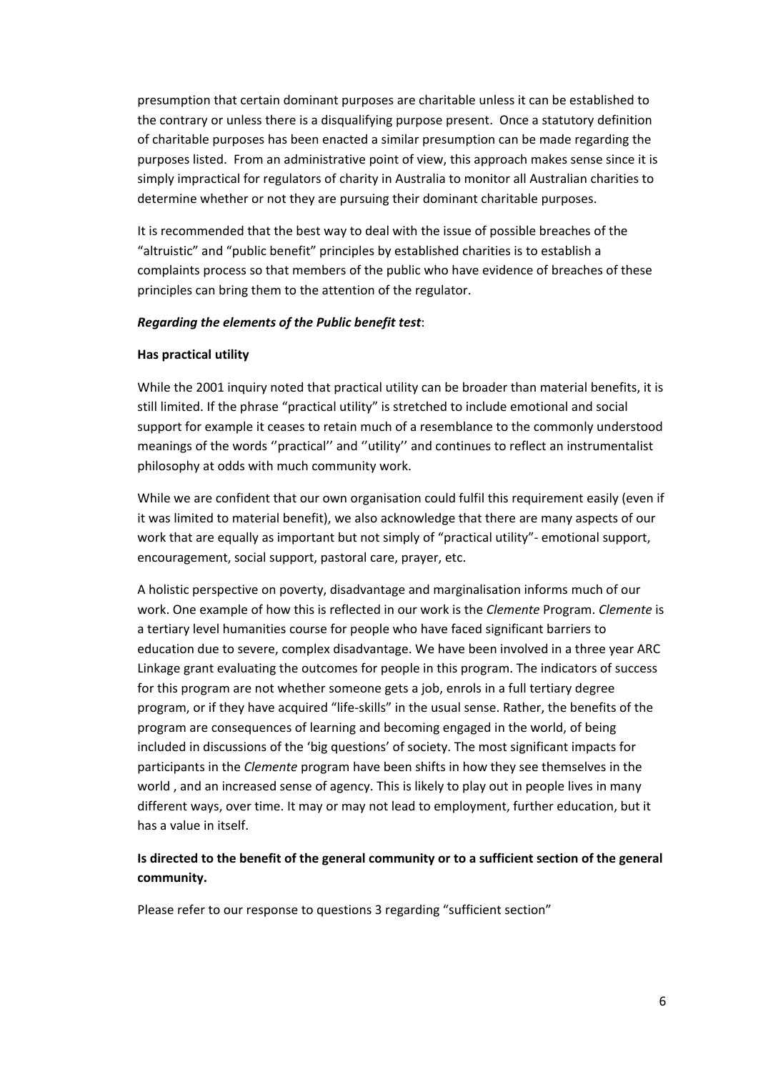presumption that certain dominant purposes are charitable unless it can be established to the contrary or unless there is a disqualifying purpose present. Once a statutory definition of charitable purposes has been enacted a similar presumption can be made regarding the purposes listed. From an administrative point of view, this approach makes sense since it is simply impractical for regulators of charity in Australia to monitor all Australian charities to determine whether or not they are pursuing their dominant charitable purposes.

It is recommended that the best way to deal with the issue of possible breaches of the "altruistic" and "public benefit" principles by established charities is to establish a complaints process so that members of the public who have evidence of breaches of these principles can bring them to the attention of the regulator.

***Regarding the elements of the Public benefit test***:

**Has practical utility**

While the 2001 inquiry noted that practical utility can be broader than material benefits, it is still limited. If the phrase "practical utility" is stretched to include emotional and social support for example it ceases to retain much of a resemblance to the commonly understood meanings of the words ''practical'' and ''utility'' and continues to reflect an instrumentalist philosophy at odds with much community work.

While we are confident that our own organisation could fulfil this requirement easily (even if it was limited to material benefit), we also acknowledge that there are many aspects of our work that are equally as important but not simply of "practical utility"- emotional support, encouragement, social support, pastoral care, prayer, etc.

A holistic perspective on poverty, disadvantage and marginalisation informs much of our work. One example of how this is reflected in our work is the *Clemente* Program. *Clemente* is a tertiary level humanities course for people who have faced significant barriers to education due to severe, complex disadvantage. We have been involved in a three year ARC Linkage grant evaluating the outcomes for people in this program. The indicators of success for this program are not whether someone gets a job, enrols in a full tertiary degree program, or if they have acquired "life-skills" in the usual sense. Rather, the benefits of the program are consequences of learning and becoming engaged in the world, of being included in discussions of the 'big questions' of society. The most significant impacts for participants in the *Clemente* program have been shifts in how they see themselves in the world , and an increased sense of agency. This is likely to play out in people lives in many different ways, over time. It may or may not lead to employment, further education, but it has a value in itself.

**Is directed to the benefit of the general community or to a sufficient section of the general community.**

Please refer to our response to questions 3 regarding "sufficient section"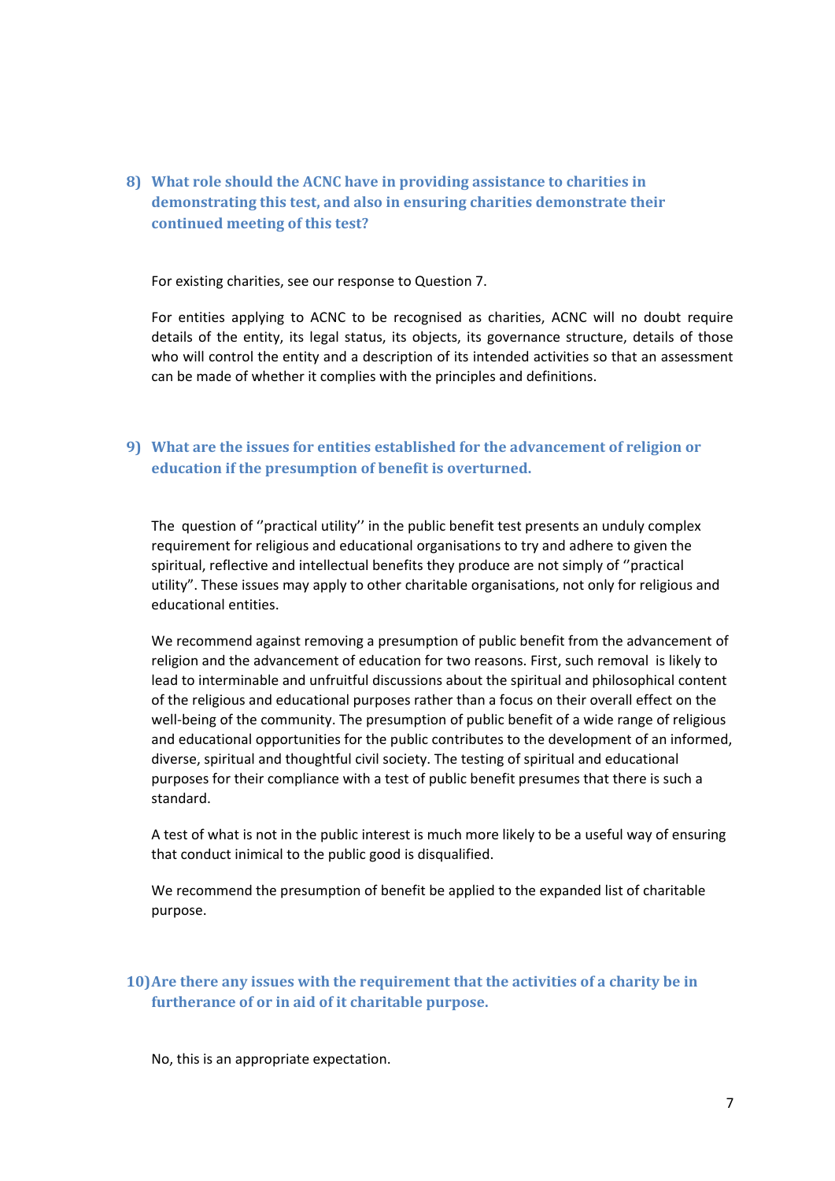## 8) What role should the ACNC have in providing assistance to charities in demonstrating this test, and also in ensuring charities demonstrate their continued meeting of this test?

For existing charities, see our response to Question 7.

For entities applying to ACNC to be recognised as charities, ACNC will no doubt require details of the entity, its legal status, its objects, its governance structure, details of those who will control the entity and a description of its intended activities so that an assessment can be made of whether it complies with the principles and definitions.

## 9) What are the issues for entities established for the advancement of religion or education if the presumption of benefit is overturned.

The question of ''practical utility'' in the public benefit test presents an unduly complex requirement for religious and educational organisations to try and adhere to given the spiritual, reflective and intellectual benefits they produce are not simply of ''practical utility". These issues may apply to other charitable organisations, not only for religious and educational entities.

We recommend against removing a presumption of public benefit from the advancement of religion and the advancement of education for two reasons. First, such removal is likely to lead to interminable and unfruitful discussions about the spiritual and philosophical content of the religious and educational purposes rather than a focus on their overall effect on the well-being of the community. The presumption of public benefit of a wide range of religious and educational opportunities for the public contributes to the development of an informed, diverse, spiritual and thoughtful civil society. The testing of spiritual and educational purposes for their compliance with a test of public benefit presumes that there is such a standard.

A test of what is not in the public interest is much more likely to be a useful way of ensuring that conduct inimical to the public good is disqualified.

We recommend the presumption of benefit be applied to the expanded list of charitable purpose.

## 10) Are there any issues with the requirement that the activities of a charity be in furtherance of or in aid of it charitable purpose.

No, this is an appropriate expectation.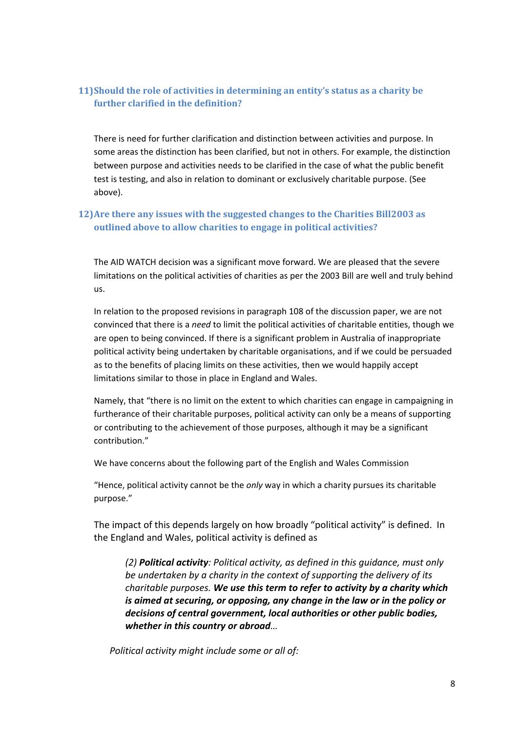### 11) Should the role of activities in determining an entity's status as a charity be further clarified in the definition?

There is need for further clarification and distinction between activities and purpose. In some areas the distinction has been clarified, but not in others. For example, the distinction between purpose and activities needs to be clarified in the case of what the public benefit test is testing, and also in relation to dominant or exclusively charitable purpose. (See above).

### 12) Are there any issues with the suggested changes to the Charities Bill2003 as outlined above to allow charities to engage in political activities?

The AID WATCH decision was a significant move forward. We are pleased that the severe limitations on the political activities of charities as per the 2003 Bill are well and truly behind us.

In relation to the proposed revisions in paragraph 108 of the discussion paper, we are not convinced that there is a *need* to limit the political activities of charitable entities, though we are open to being convinced. If there is a significant problem in Australia of inappropriate political activity being undertaken by charitable organisations, and if we could be persuaded as to the benefits of placing limits on these activities, then we would happily accept limitations similar to those in place in England and Wales.

Namely, that "there is no limit on the extent to which charities can engage in campaigning in furtherance of their charitable purposes, political activity can only be a means of supporting or contributing to the achievement of those purposes, although it may be a significant contribution."

We have concerns about the following part of the English and Wales Commission

"Hence, political activity cannot be the *only* way in which a charity pursues its charitable purpose."

The impact of this depends largely on how broadly "political activity" is defined. In the England and Wales, political activity is defined as

> *(2)* ***Political activity****: Political activity, as defined in this guidance, must only be undertaken by a charity in the context of supporting the delivery of its charitable purposes.* ***We use this term to refer to activity by a charity which is aimed at securing, or opposing, any change in the law or in the policy or decisions of central government, local authorities or other public bodies, whether in this country or abroad****…*

*Political activity might include some or all of:*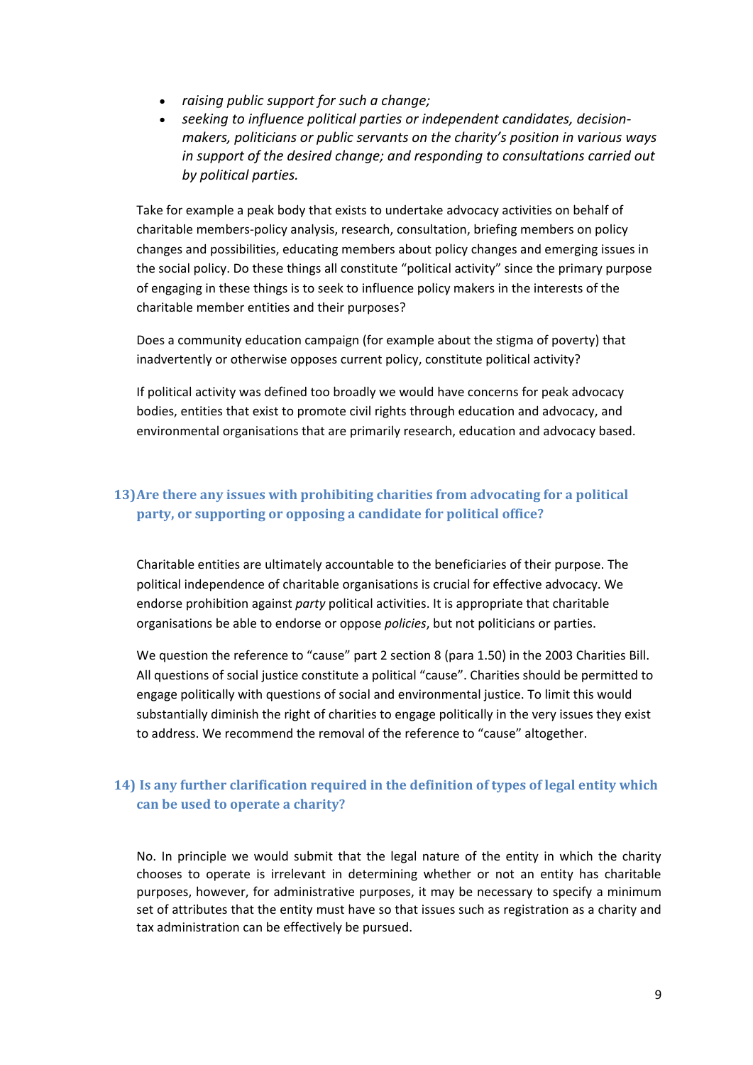- *raising public support for such a change;*
- *seeking to influence political parties or independent candidates, decision-makers, politicians or public servants on the charity's position in various ways in support of the desired change; and responding to consultations carried out by political parties.*

Take for example a peak body that exists to undertake advocacy activities on behalf of charitable members-policy analysis, research, consultation, briefing members on policy changes and possibilities, educating members about policy changes and emerging issues in the social policy. Do these things all constitute "political activity" since the primary purpose of engaging in these things is to seek to influence policy makers in the interests of the charitable member entities and their purposes?

Does a community education campaign (for example about the stigma of poverty) that inadvertently or otherwise opposes current policy, constitute political activity?

If political activity was defined too broadly we would have concerns for peak advocacy bodies, entities that exist to promote civil rights through education and advocacy, and environmental organisations that are primarily research, education and advocacy based.

## 13) Are there any issues with prohibiting charities from advocating for a political party, or supporting or opposing a candidate for political office?

Charitable entities are ultimately accountable to the beneficiaries of their purpose. The political independence of charitable organisations is crucial for effective advocacy. We endorse prohibition against *party* political activities. It is appropriate that charitable organisations be able to endorse or oppose *policies*, but not politicians or parties.

We question the reference to "cause" part 2 section 8 (para 1.50) in the 2003 Charities Bill. All questions of social justice constitute a political "cause". Charities should be permitted to engage politically with questions of social and environmental justice. To limit this would substantially diminish the right of charities to engage politically in the very issues they exist to address. We recommend the removal of the reference to "cause" altogether.

## 14) Is any further clarification required in the definition of types of legal entity which can be used to operate a charity?

No. In principle we would submit that the legal nature of the entity in which the charity chooses to operate is irrelevant in determining whether or not an entity has charitable purposes, however, for administrative purposes, it may be necessary to specify a minimum set of attributes that the entity must have so that issues such as registration as a charity and tax administration can be effectively be pursued.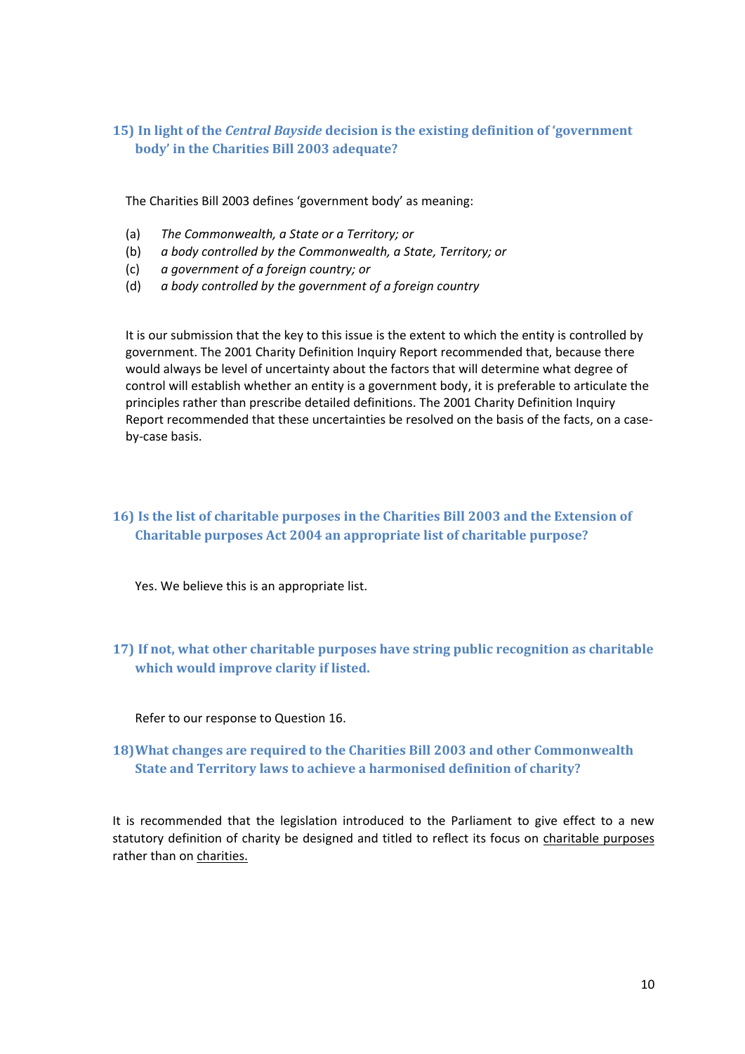### 15) In light of the *Central Bayside* decision is the existing definition of 'government body' in the Charities Bill 2003 adequate?

The Charities Bill 2003 defines 'government body' as meaning:

(a) *The Commonwealth, a State or a Territory; or*
(b) *a body controlled by the Commonwealth, a State, Territory; or*
(c) *a government of a foreign country; or*
(d) *a body controlled by the government of a foreign country*

It is our submission that the key to this issue is the extent to which the entity is controlled by government. The 2001 Charity Definition Inquiry Report recommended that, because there would always be level of uncertainty about the factors that will determine what degree of control will establish whether an entity is a government body, it is preferable to articulate the principles rather than prescribe detailed definitions. The 2001 Charity Definition Inquiry Report recommended that these uncertainties be resolved on the basis of the facts, on a case-by-case basis.

### 16) Is the list of charitable purposes in the Charities Bill 2003 and the Extension of Charitable purposes Act 2004 an appropriate list of charitable purpose?

Yes. We believe this is an appropriate list.

### 17) If not, what other charitable purposes have string public recognition as charitable which would improve clarity if listed.

Refer to our response to Question 16.

### 18) What changes are required to the Charities Bill 2003 and other Commonwealth State and Territory laws to achieve a harmonised definition of charity?

It is recommended that the legislation introduced to the Parliament to give effect to a new statutory definition of charity be designed and titled to reflect its focus on <u>charitable purposes</u> rather than on <u>charities.</u>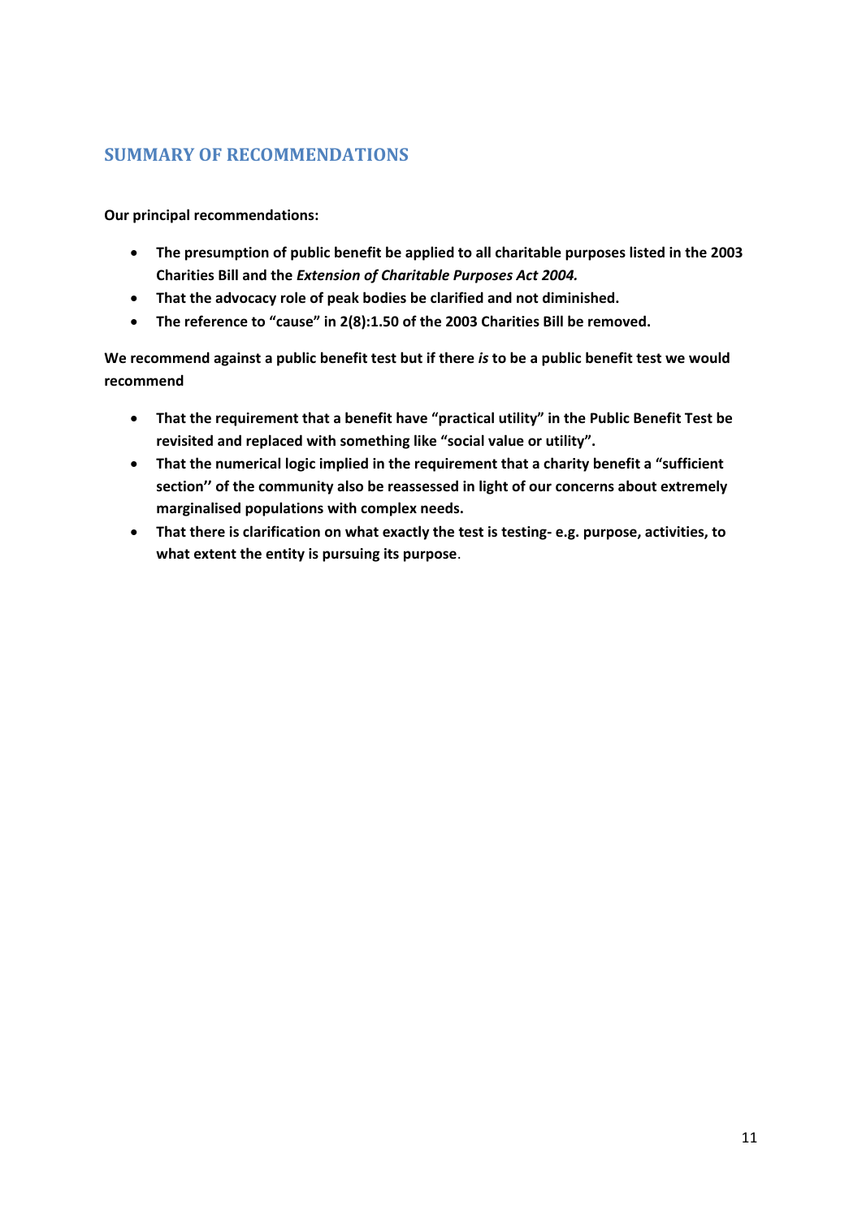## SUMMARY OF RECOMMENDATIONS

**Our principal recommendations:**

- **The presumption of public benefit be applied to all charitable purposes listed in the 2003 Charities Bill and the *Extension of Charitable Purposes Act 2004.***
- **That the advocacy role of peak bodies be clarified and not diminished.**
- **The reference to "cause" in 2(8):1.50 of the 2003 Charities Bill be removed.**

**We recommend against a public benefit test but if there *is* to be a public benefit test we would recommend**

- **That the requirement that a benefit have "practical utility" in the Public Benefit Test be revisited and replaced with something like "social value or utility".**
- **That the numerical logic implied in the requirement that a charity benefit a "sufficient section'' of the community also be reassessed in light of our concerns about extremely marginalised populations with complex needs.**
- **That there is clarification on what exactly the test is testing- e.g. purpose, activities, to what extent the entity is pursuing its purpose**.